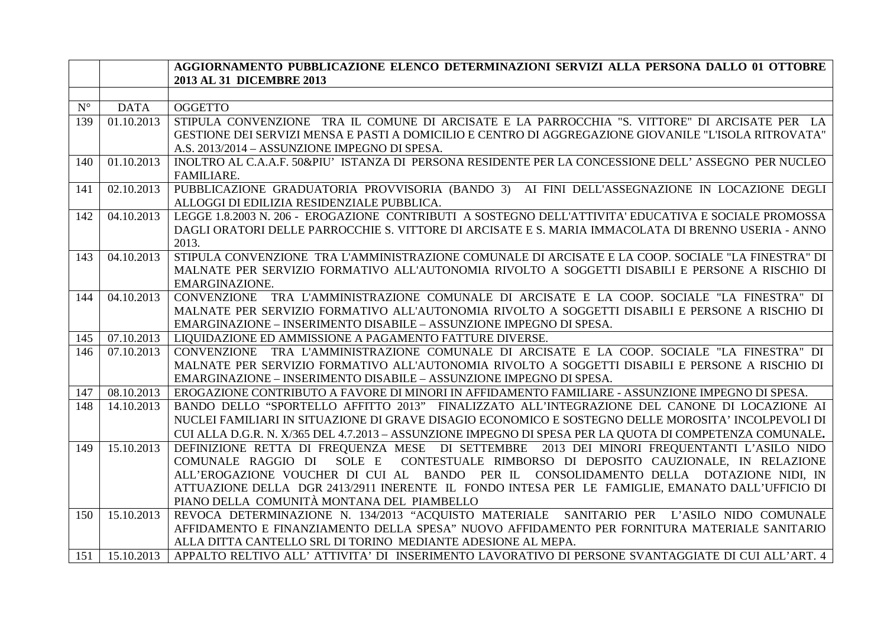| | | AGGIORNAMENTO PUBBLICAZIONE ELENCO DETERMINAZIONI SERVIZI ALLA PERSONA DALLO 01 OTTOBRE 2013 AL 31 DICEMBRE 2013 |
|---|---|---|
| | | |
| N° | DATA | OGGETTO |
| 139 | 01.10.2013 | STIPULA CONVENZIONE TRA IL COMUNE DI ARCISATE E LA PARROCCHIA "S. VITTORE" DI ARCISATE PER LA GESTIONE DEI SERVIZI MENSA E PASTI A DOMICILIO E CENTRO DI AGGREGAZIONE GIOVANILE "L'ISOLA RITROVATA" A.S. 2013/2014 – ASSUNZIONE IMPEGNO DI SPESA. |
| 140 | 01.10.2013 | INOLTRO AL C.A.A.F. 50&PIU' ISTANZA DI PERSONA RESIDENTE PER LA CONCESSIONE DELL' ASSEGNO PER NUCLEO FAMILIARE. |
| 141 | 02.10.2013 | PUBBLICAZIONE GRADUATORIA PROVVISORIA (BANDO 3) AI FINI DELL'ASSEGNAZIONE IN LOCAZIONE DEGLI ALLOGGI DI EDILIZIA RESIDENZIALE PUBBLICA. |
| 142 | 04.10.2013 | LEGGE 1.8.2003 N. 206 - EROGAZIONE CONTRIBUTI A SOSTEGNO DELL'ATTIVITA' EDUCATIVA E SOCIALE PROMOSSA DAGLI ORATORI DELLE PARROCCHIE S. VITTORE DI ARCISATE E S. MARIA IMMACOLATA DI BRENNO USERIA - ANNO 2013. |
| 143 | 04.10.2013 | STIPULA CONVENZIONE TRA L'AMMINISTRAZIONE COMUNALE DI ARCISATE E LA COOP. SOCIALE "LA FINESTRA" DI MALNATE PER SERVIZIO FORMATIVO ALL'AUTONOMIA RIVOLTO A SOGGETTI DISABILI E PERSONE A RISCHIO DI EMARGINAZIONE. |
| 144 | 04.10.2013 | CONVENZIONE TRA L'AMMINISTRAZIONE COMUNALE DI ARCISATE E LA COOP. SOCIALE "LA FINESTRA" DI MALNATE PER SERVIZIO FORMATIVO ALL'AUTONOMIA RIVOLTO A SOGGETTI DISABILI E PERSONE A RISCHIO DI EMARGINAZIONE – INSERIMENTO DISABILE – ASSUNZIONE IMPEGNO DI SPESA. |
| 145 | 07.10.2013 | LIQUIDAZIONE ED AMMISSIONE A PAGAMENTO FATTURE DIVERSE. |
| 146 | 07.10.2013 | CONVENZIONE TRA L'AMMINISTRAZIONE COMUNALE DI ARCISATE E LA COOP. SOCIALE "LA FINESTRA" DI MALNATE PER SERVIZIO FORMATIVO ALL'AUTONOMIA RIVOLTO A SOGGETTI DISABILI E PERSONE A RISCHIO DI EMARGINAZIONE – INSERIMENTO DISABILE – ASSUNZIONE IMPEGNO DI SPESA. |
| 147 | 08.10.2013 | EROGAZIONE CONTRIBUTO A FAVORE DI MINORI IN AFFIDAMENTO FAMILIARE - ASSUNZIONE IMPEGNO DI SPESA. |
| 148 | 14.10.2013 | BANDO DELLO "SPORTELLO AFFITTO 2013" FINALIZZATO ALL'INTEGRAZIONE DEL CANONE DI LOCAZIONE AI NUCLEI FAMILIARI IN SITUAZIONE DI GRAVE DISAGIO ECONOMICO E SOSTEGNO DELLE MOROSITA' INCOLPEVOLI DI CUI ALLA D.G.R. N. X/365 DEL 4.7.2013 – ASSUNZIONE IMPEGNO DI SPESA PER LA QUOTA DI COMPETENZA COMUNALE**.** |
| 149 | 15.10.2013 | DEFINIZIONE RETTA DI FREQUENZA MESE DI SETTEMBRE 2013 DEI MINORI FREQUENTANTI L'ASILO NIDO COMUNALE RAGGIO DI SOLE E CONTESTUALE RIMBORSO DI DEPOSITO CAUZIONALE, IN RELAZIONE ALL'EROGAZIONE VOUCHER DI CUI AL BANDO PER IL CONSOLIDAMENTO DELLA DOTAZIONE NIDI, IN ATTUAZIONE DELLA DGR 2413/2911 INERENTE IL FONDO INTESA PER LE FAMIGLIE, EMANATO DALL'UFFICIO DI PIANO DELLA COMUNITÀ MONTANA DEL PIAMBELLO |
| 150 | 15.10.2013 | REVOCA DETERMINAZIONE N. 134/2013 "ACQUISTO MATERIALE SANITARIO PER L'ASILO NIDO COMUNALE AFFIDAMENTO E FINANZIAMENTO DELLA SPESA" NUOVO AFFIDAMENTO PER FORNITURA MATERIALE SANITARIO ALLA DITTA CANTELLO SRL DI TORINO MEDIANTE ADESIONE AL MEPA. |
| 151 | 15.10.2013 | APPALTO RELTIVO ALL' ATTIVITA' DI INSERIMENTO LAVORATIVO DI PERSONE SVANTAGGIATE DI CUI ALL'ART. 4 |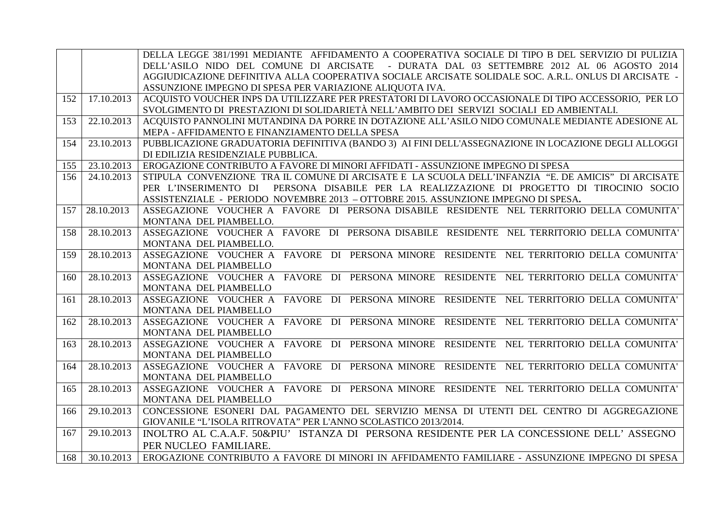| | | |
|---|---|---|
| | | DELLA LEGGE 381/1991 MEDIANTE AFFIDAMENTO A COOPERATIVA SOCIALE DI TIPO B DEL SERVIZIO DI PULIZIA DELL'ASILO NIDO DEL COMUNE DI ARCISATE - DURATA DAL 03 SETTEMBRE 2012 AL 06 AGOSTO 2014 AGGIUDICAZIONE DEFINITIVA ALLA COOPERATIVA SOCIALE ARCISATE SOLIDALE SOC. A.R.L. ONLUS DI ARCISATE - ASSUNZIONE IMPEGNO DI SPESA PER VARIAZIONE ALIQUOTA IVA. |
| 152 | 17.10.2013 | ACQUISTO VOUCHER INPS DA UTILIZZARE PER PRESTATORI DI LAVORO OCCASIONALE DI TIPO ACCESSORIO, PER LO SVOLGIMENTO DI PRESTAZIONI DI SOLIDARIETÀ NELL'AMBITO DEI SERVIZI SOCIALI ED AMBIENTALI. |
| 153 | 22.10.2013 | ACQUISTO PANNOLINI MUTANDINA DA PORRE IN DOTAZIONE ALL'ASILO NIDO COMUNALE MEDIANTE ADESIONE AL MEPA - AFFIDAMENTO E FINANZIAMENTO DELLA SPESA |
| 154 | 23.10.2013 | PUBBLICAZIONE GRADUATORIA DEFINITIVA (BANDO 3) AI FINI DELL'ASSEGNAZIONE IN LOCAZIONE DEGLI ALLOGGI DI EDILIZIA RESIDENZIALE PUBBLICA. |
| 155 | 23.10.2013 | EROGAZIONE CONTRIBUTO A FAVORE DI MINORI AFFIDATI - ASSUNZIONE IMPEGNO DI SPESA |
| 156 | 24.10.2013 | STIPULA CONVENZIONE TRA IL COMUNE DI ARCISATE E LA SCUOLA DELL'INFANZIA "E. DE AMICIS" DI ARCISATE PER L'INSERIMENTO DI PERSONA DISABILE PER LA REALIZZAZIONE DI PROGETTO DI TIROCINIO SOCIO ASSISTENZIALE - PERIODO NOVEMBRE 2013 – OTTOBRE 2015. ASSUNZIONE IMPEGNO DI SPESA**.** |
| 157 | 28.10.2013 | ASSEGAZIONE VOUCHER A FAVORE DI PERSONA DISABILE RESIDENTE NEL TERRITORIO DELLA COMUNITA' MONTANA DEL PIAMBELLO. |
| 158 | 28.10.2013 | ASSEGAZIONE VOUCHER A FAVORE DI PERSONA DISABILE RESIDENTE NEL TERRITORIO DELLA COMUNITA' MONTANA DEL PIAMBELLO. |
| 159 | 28.10.2013 | ASSEGAZIONE VOUCHER A FAVORE DI PERSONA MINORE RESIDENTE NEL TERRITORIO DELLA COMUNITA' MONTANA DEL PIAMBELLO |
| 160 | 28.10.2013 | ASSEGAZIONE VOUCHER A FAVORE DI PERSONA MINORE RESIDENTE NEL TERRITORIO DELLA COMUNITA' MONTANA DEL PIAMBELLO |
| 161 | 28.10.2013 | ASSEGAZIONE VOUCHER A FAVORE DI PERSONA MINORE RESIDENTE NEL TERRITORIO DELLA COMUNITA' MONTANA DEL PIAMBELLO |
| 162 | 28.10.2013 | ASSEGAZIONE VOUCHER A FAVORE DI PERSONA MINORE RESIDENTE NEL TERRITORIO DELLA COMUNITA' MONTANA DEL PIAMBELLO |
| 163 | 28.10.2013 | ASSEGAZIONE VOUCHER A FAVORE DI PERSONA MINORE RESIDENTE NEL TERRITORIO DELLA COMUNITA' MONTANA DEL PIAMBELLO |
| 164 | 28.10.2013 | ASSEGAZIONE VOUCHER A FAVORE DI PERSONA MINORE RESIDENTE NEL TERRITORIO DELLA COMUNITA' MONTANA DEL PIAMBELLO |
| 165 | 28.10.2013 | ASSEGAZIONE VOUCHER A FAVORE DI PERSONA MINORE RESIDENTE NEL TERRITORIO DELLA COMUNITA' MONTANA DEL PIAMBELLO |
| 166 | 29.10.2013 | CONCESSIONE ESONERI DAL PAGAMENTO DEL SERVIZIO MENSA DI UTENTI DEL CENTRO DI AGGREGAZIONE GIOVANILE "L'ISOLA RITROVATA" PER L'ANNO SCOLASTICO 2013/2014. |
| 167 | 29.10.2013 | INOLTRO AL C.A.A.F. 50&PIU' ISTANZA DI PERSONA RESIDENTE PER LA CONCESSIONE DELL' ASSEGNO PER NUCLEO FAMILIARE. |
| 168 | 30.10.2013 | EROGAZIONE CONTRIBUTO A FAVORE DI MINORI IN AFFIDAMENTO FAMILIARE - ASSUNZIONE IMPEGNO DI SPESA |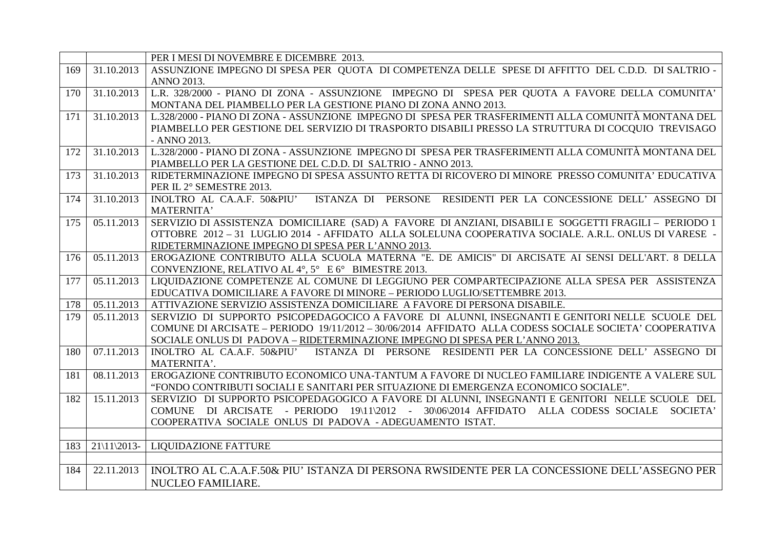| | | |
|---|---|---|
| | | PER I MESI DI NOVEMBRE E DICEMBRE 2013. |
| 169 | 31.10.2013 | ASSUNZIONE IMPEGNO DI SPESA PER QUOTA DI COMPETENZA DELLE SPESE DI AFFITTO DEL C.D.D. DI SALTRIO - ANNO 2013. |
| 170 | 31.10.2013 | L.R. 328/2000 - PIANO DI ZONA - ASSUNZIONE IMPEGNO DI SPESA PER QUOTA A FAVORE DELLA COMUNITA' MONTANA DEL PIAMBELLO PER LA GESTIONE PIANO DI ZONA ANNO 2013. |
| 171 | 31.10.2013 | L.328/2000 - PIANO DI ZONA - ASSUNZIONE IMPEGNO DI SPESA PER TRASFERIMENTI ALLA COMUNITÀ MONTANA DEL PIAMBELLO PER GESTIONE DEL SERVIZIO DI TRASPORTO DISABILI PRESSO LA STRUTTURA DI COCQUIO TREVISAGO - ANNO 2013. |
| 172 | 31.10.2013 | L.328/2000 - PIANO DI ZONA - ASSUNZIONE IMPEGNO DI SPESA PER TRASFERIMENTI ALLA COMUNITÀ MONTANA DEL PIAMBELLO PER LA GESTIONE DEL C.D.D. DI SALTRIO - ANNO 2013. |
| 173 | 31.10.2013 | RIDETERMINAZIONE IMPEGNO DI SPESA ASSUNTO RETTA DI RICOVERO DI MINORE PRESSO COMUNITA' EDUCATIVA PER IL 2° SEMESTRE 2013. |
| 174 | 31.10.2013 | INOLTRO AL CA.A.F. 50&PIU' ISTANZA DI PERSONE RESIDENTI PER LA CONCESSIONE DELL' ASSEGNO DI MATERNITA' |
| 175 | 05.11.2013 | SERVIZIO DI ASSISTENZA DOMICILIARE (SAD) A FAVORE DI ANZIANI, DISABILI E SOGGETTI FRAGILI – PERIODO 1 OTTOBRE 2012 – 31 LUGLIO 2014 - AFFIDATO ALLA SOLELUNA COOPERATIVA SOCIALE. A.R.L. ONLUS DI VARESE - <u>RIDETERMINAZIONE IMPEGNO DI SPESA PER L'ANNO 2013</u>. |
| 176 | 05.11.2013 | EROGAZIONE CONTRIBUTO ALLA SCUOLA MATERNA "E. DE AMICIS" DI ARCISATE AI SENSI DELL'ART. 8 DELLA CONVENZIONE, RELATIVO AL 4°, 5° E 6° BIMESTRE 2013. |
| 177 | 05.11.2013 | LIQUIDAZIONE COMPETENZE AL COMUNE DI LEGGIUNO PER COMPARTECIPAZIONE ALLA SPESA PER ASSISTENZA EDUCATIVA DOMICILIARE A FAVORE DI MINORE – PERIODO LUGLIO/SETTEMBRE 2013. |
| 178 | 05.11.2013 | ATTIVAZIONE SERVIZIO ASSISTENZA DOMICILIARE A FAVORE DI PERSONA DISABILE. |
| 179 | 05.11.2013 | SERVIZIO DI SUPPORTO PSICOPEDAGOCICO A FAVORE DI ALUNNI, INSEGNANTI E GENITORI NELLE SCUOLE DEL COMUNE DI ARCISATE – PERIODO 19/11/2012 – 30/06/2014 AFFIDATO ALLA CODESS SOCIALE SOCIETA' COOPERATIVA SOCIALE ONLUS DI PADOVA – <u>RIDETERMINAZIONE IMPEGNO DI SPESA PER L'ANNO 2013.</u> |
| 180 | 07.11.2013 | INOLTRO AL CA.A.F. 50&PIU' ISTANZA DI PERSONE RESIDENTI PER LA CONCESSIONE DELL' ASSEGNO DI MATERNITA'. |
| 181 | 08.11.2013 | EROGAZIONE CONTRIBUTO ECONOMICO UNA-TANTUM A FAVORE DI NUCLEO FAMILIARE INDIGENTE A VALERE SUL "FONDO CONTRIBUTI SOCIALI E SANITARI PER SITUAZIONE DI EMERGENZA ECONOMICO SOCIALE". |
| 182 | 15.11.2013 | SERVIZIO DI SUPPORTO PSICOPEDAGOGICO A FAVORE DI ALUNNI, INSEGNANTI E GENITORI NELLE SCUOLE DEL COMUNE DI ARCISATE - PERIODO 19\11\2012 - 30\06\2014 AFFIDATO ALLA CODESS SOCIALE SOCIETA' COOPERATIVA SOCIALE ONLUS DI PADOVA - ADEGUAMENTO ISTAT. |
| | | |
| 183 | 21\11\2013- | LIQUIDAZIONE FATTURE |
| | | |
| 184 | 22.11.2013 | INOLTRO AL C.A.A.F.50& PIU' ISTANZA DI PERSONA RWSIDENTE PER LA CONCESSIONE DELL'ASSEGNO PER NUCLEO FAMILIARE. |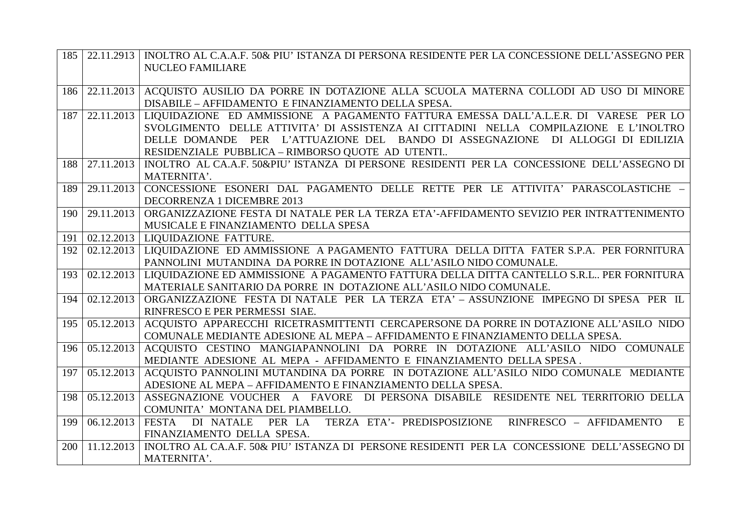| | | |
|---|---|---|
| 185 | 22.11.2913 | INOLTRO AL C.A.A.F. 50& PIU' ISTANZA DI PERSONA RESIDENTE PER LA CONCESSIONE DELL'ASSEGNO PER NUCLEO FAMILIARE |
| 186 | 22.11.2013 | ACQUISTO AUSILIO DA PORRE IN DOTAZIONE ALLA SCUOLA MATERNA COLLODI AD USO DI MINORE DISABILE – AFFIDAMENTO E FINANZIAMENTO DELLA SPESA. |
| 187 | 22.11.2013 | LIQUIDAZIONE ED AMMISSIONE A PAGAMENTO FATTURA EMESSA DALL'A.L.E.R. DI VARESE PER LO SVOLGIMENTO DELLE ATTIVITA' DI ASSISTENZA AI CITTADINI NELLA COMPILAZIONE E L'INOLTRO DELLE DOMANDE PER L'ATTUAZIONE DEL BANDO DI ASSEGNAZIONE DI ALLOGGI DI EDILIZIA RESIDENZIALE PUBBLICA – RIMBORSO QUOTE AD UTENTI.. |
| 188 | 27.11.2013 | INOLTRO AL CA.A.F. 50&PIU' ISTANZA DI PERSONE RESIDENTI PER LA CONCESSIONE DELL'ASSEGNO DI MATERNITA'. |
| 189 | 29.11.2013 | CONCESSIONE ESONERI DAL PAGAMENTO DELLE RETTE PER LE ATTIVITA' PARASCOLASTICHE – DECORRENZA 1 DICEMBRE 2013 |
| 190 | 29.11.2013 | ORGANIZZAZIONE FESTA DI NATALE PER LA TERZA ETA'-AFFIDAMENTO SEVIZIO PER INTRATTENIMENTO MUSICALE E FINANZIAMENTO DELLA SPESA |
| 191 | 02.12.2013 | LIQUIDAZIONE FATTURE. |
| 192 | 02.12.2013 | LIQUIDAZIONE ED AMMISSIONE A PAGAMENTO FATTURA DELLA DITTA FATER S.P.A. PER FORNITURA PANNOLINI MUTANDINA DA PORRE IN DOTAZIONE ALL'ASILO NIDO COMUNALE. |
| 193 | 02.12.2013 | LIQUIDAZIONE ED AMMISSIONE A PAGAMENTO FATTURA DELLA DITTA CANTELLO S.R.L.. PER FORNITURA MATERIALE SANITARIO DA PORRE IN DOTAZIONE ALL'ASILO NIDO COMUNALE. |
| 194 | 02.12.2013 | ORGANIZZAZIONE FESTA DI NATALE PER LA TERZA ETA' – ASSUNZIONE IMPEGNO DI SPESA PER IL RINFRESCO E PER PERMESSI SIAE. |
| 195 | 05.12.2013 | ACQUISTO APPARECCHI RICETRASMITTENTI CERCAPERSONE DA PORRE IN DOTAZIONE ALL'ASILO NIDO COMUNALE MEDIANTE ADESIONE AL MEPA – AFFIDAMENTO E FINANZIAMENTO DELLA SPESA. |
| 196 | 05.12.2013 | ACQUISTO CESTINO MANGIAPANNOLINI DA PORRE IN DOTAZIONE ALL'ASILO NIDO COMUNALE MEDIANTE ADESIONE AL MEPA - AFFIDAMENTO E FINANZIAMENTO DELLA SPESA . |
| 197 | 05.12.2013 | ACQUISTO PANNOLINI MUTANDINA DA PORRE IN DOTAZIONE ALL'ASILO NIDO COMUNALE MEDIANTE ADESIONE AL MEPA – AFFIDAMENTO E FINANZIAMENTO DELLA SPESA. |
| 198 | 05.12.2013 | ASSEGNAZIONE VOUCHER A FAVORE DI PERSONA DISABILE RESIDENTE NEL TERRITORIO DELLA COMUNITA' MONTANA DEL PIAMBELLO. |
| 199 | 06.12.2013 | FESTA DI NATALE PER LA TERZA ETA'- PREDISPOSIZIONE RINFRESCO – AFFIDAMENTO E FINANZIAMENTO DELLA SPESA. |
| 200 | 11.12.2013 | INOLTRO AL CA.A.F. 50& PIU' ISTANZA DI PERSONE RESIDENTI PER LA CONCESSIONE DELL'ASSEGNO DI MATERNITA'. |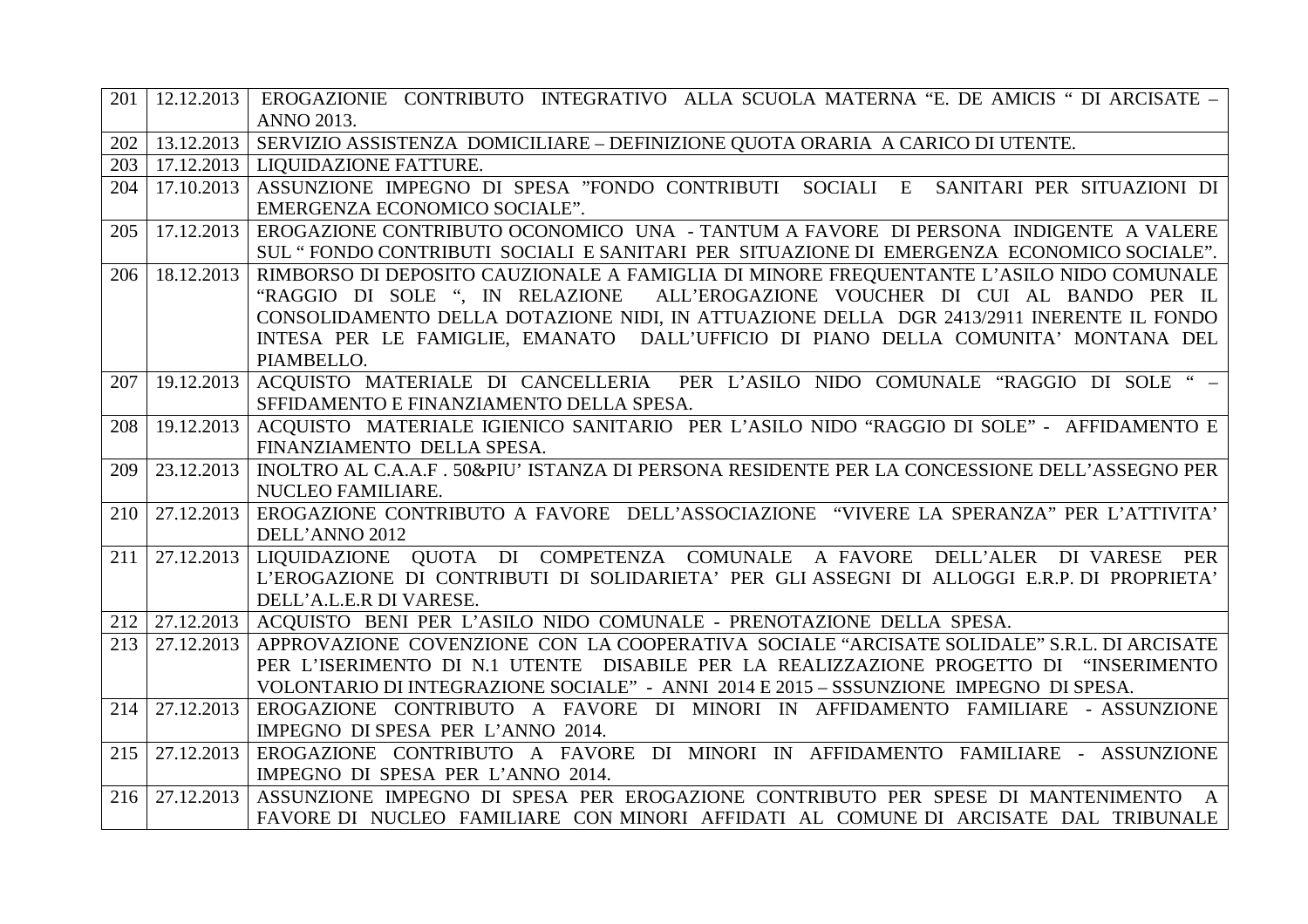| | | |
|---|---|---|
| 201 | 12.12.2013 | EROGAZIONIE CONTRIBUTO INTEGRATIVO ALLA SCUOLA MATERNA "E. DE AMICIS " DI ARCISATE – ANNO 2013. |
| 202 | 13.12.2013 | SERVIZIO ASSISTENZA DOMICILIARE – DEFINIZIONE QUOTA ORARIA A CARICO DI UTENTE. |
| 203 | 17.12.2013 | LIQUIDAZIONE FATTURE. |
| 204 | 17.10.2013 | ASSUNZIONE IMPEGNO DI SPESA "FONDO CONTRIBUTI SOCIALI E SANITARI PER SITUAZIONI DI EMERGENZA ECONOMICO SOCIALE". |
| 205 | 17.12.2013 | EROGAZIONE CONTRIBUTO OCONOMICO UNA - TANTUM A FAVORE DI PERSONA INDIGENTE A VALERE SUL " FONDO CONTRIBUTI SOCIALI E SANITARI PER SITUAZIONE DI EMERGENZA ECONOMICO SOCIALE". |
| 206 | 18.12.2013 | RIMBORSO DI DEPOSITO CAUZIONALE A FAMIGLIA DI MINORE FREQUENTANTE L'ASILO NIDO COMUNALE "RAGGIO DI SOLE ", IN RELAZIONE ALL'EROGAZIONE VOUCHER DI CUI AL BANDO PER IL CONSOLIDAMENTO DELLA DOTAZIONE NIDI, IN ATTUAZIONE DELLA DGR 2413/2911 INERENTE IL FONDO INTESA PER LE FAMIGLIE, EMANATO DALL'UFFICIO DI PIANO DELLA COMUNITA' MONTANA DEL PIAMBELLO. |
| 207 | 19.12.2013 | ACQUISTO MATERIALE DI CANCELLERIA PER L'ASILO NIDO COMUNALE "RAGGIO DI SOLE " – SFFIDAMENTO E FINANZIAMENTO DELLA SPESA. |
| 208 | 19.12.2013 | ACQUISTO MATERIALE IGIENICO SANITARIO PER L'ASILO NIDO "RAGGIO DI SOLE" - AFFIDAMENTO E FINANZIAMENTO DELLA SPESA. |
| 209 | 23.12.2013 | INOLTRO AL C.A.A.F . 50&PIU' ISTANZA DI PERSONA RESIDENTE PER LA CONCESSIONE DELL'ASSEGNO PER NUCLEO FAMILIARE. |
| 210 | 27.12.2013 | EROGAZIONE CONTRIBUTO A FAVORE DELL'ASSOCIAZIONE "VIVERE LA SPERANZA" PER L'ATTIVITA' DELL'ANNO 2012 |
| 211 | 27.12.2013 | LIQUIDAZIONE QUOTA DI COMPETENZA COMUNALE A FAVORE DELL'ALER DI VARESE PER L'EROGAZIONE DI CONTRIBUTI DI SOLIDARIETA' PER GLI ASSEGNI DI ALLOGGI E.R.P. DI PROPRIETA' DELL'A.L.E.R DI VARESE. |
| 212 | 27.12.2013 | ACQUISTO BENI PER L'ASILO NIDO COMUNALE - PRENOTAZIONE DELLA SPESA. |
| 213 | 27.12.2013 | APPROVAZIONE COVENZIONE CON LA COOPERATIVA SOCIALE "ARCISATE SOLIDALE" S.R.L. DI ARCISATE PER L'ISERIMENTO DI N.1 UTENTE DISABILE PER LA REALIZZAZIONE PROGETTO DI "INSERIMENTO VOLONTARIO DI INTEGRAZIONE SOCIALE" - ANNI 2014 E 2015 – SSSUNZIONE IMPEGNO DI SPESA. |
| 214 | 27.12.2013 | EROGAZIONE CONTRIBUTO A FAVORE DI MINORI IN AFFIDAMENTO FAMILIARE - ASSUNZIONE IMPEGNO DI SPESA PER L'ANNO 2014. |
| 215 | 27.12.2013 | EROGAZIONE CONTRIBUTO A FAVORE DI MINORI IN AFFIDAMENTO FAMILIARE - ASSUNZIONE IMPEGNO DI SPESA PER L'ANNO 2014. |
| 216 | 27.12.2013 | ASSUNZIONE IMPEGNO DI SPESA PER EROGAZIONE CONTRIBUTO PER SPESE DI MANTENIMENTO A FAVORE DI NUCLEO FAMILIARE CON MINORI AFFIDATI AL COMUNE DI ARCISATE DAL TRIBUNALE |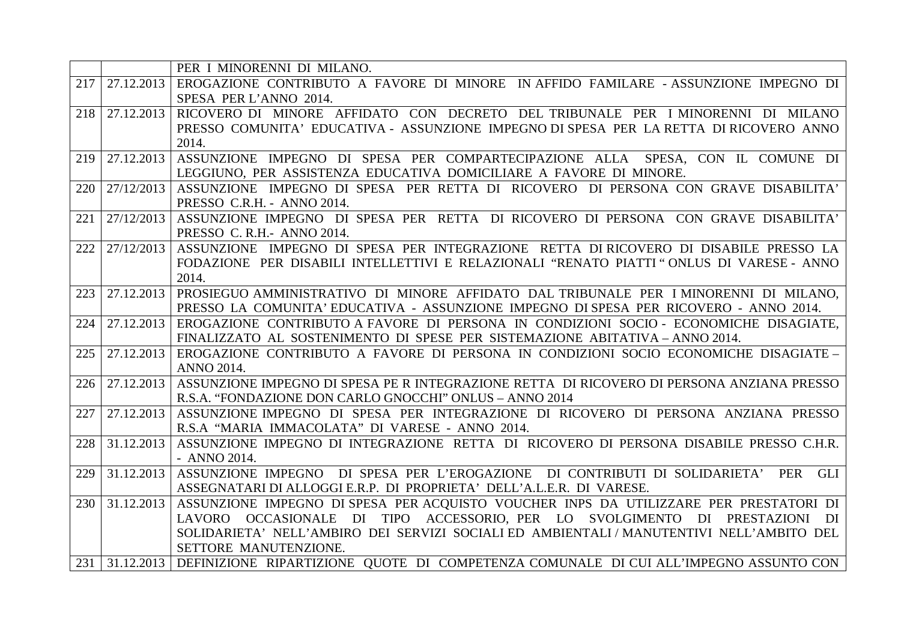| | | |
|---|---|---|
| | | PER I MINORENNI DI MILANO. |
| 217 | 27.12.2013 | EROGAZIONE CONTRIBUTO A FAVORE DI MINORE IN AFFIDO FAMILARE - ASSUNZIONE IMPEGNO DI SPESA PER L'ANNO 2014. |
| 218 | 27.12.2013 | RICOVERO DI MINORE AFFIDATO CON DECRETO DEL TRIBUNALE PER I MINORENNI DI MILANO PRESSO COMUNITA' EDUCATIVA - ASSUNZIONE IMPEGNO DI SPESA PER LA RETTA DI RICOVERO ANNO 2014. |
| 219 | 27.12.2013 | ASSUNZIONE IMPEGNO DI SPESA PER COMPARTECIPAZIONE ALLA SPESA, CON IL COMUNE DI LEGGIUNO, PER ASSISTENZA EDUCATIVA DOMICILIARE A FAVORE DI MINORE. |
| 220 | 27/12/2013 | ASSUNZIONE IMPEGNO DI SPESA PER RETTA DI RICOVERO DI PERSONA CON GRAVE DISABILITA' PRESSO C.R.H. - ANNO 2014. |
| 221 | 27/12/2013 | ASSUNZIONE IMPEGNO DI SPESA PER RETTA DI RICOVERO DI PERSONA CON GRAVE DISABILITA' PRESSO C. R.H.- ANNO 2014. |
| 222 | 27/12/2013 | ASSUNZIONE IMPEGNO DI SPESA PER INTEGRAZIONE RETTA DI RICOVERO DI DISABILE PRESSO LA FODAZIONE PER DISABILI INTELLETTIVI E RELAZIONALI "RENATO PIATTI " ONLUS DI VARESE - ANNO 2014. |
| 223 | 27.12.2013 | PROSIEGUO AMMINISTRATIVO DI MINORE AFFIDATO DAL TRIBUNALE PER I MINORENNI DI MILANO, PRESSO LA COMUNITA' EDUCATIVA - ASSUNZIONE IMPEGNO DI SPESA PER RICOVERO - ANNO 2014. |
| 224 | 27.12.2013 | EROGAZIONE CONTRIBUTO A FAVORE DI PERSONA IN CONDIZIONI SOCIO - ECONOMICHE DISAGIATE, FINALIZZATO AL SOSTENIMENTO DI SPESE PER SISTEMAZIONE ABITATIVA – ANNO 2014. |
| 225 | 27.12.2013 | EROGAZIONE CONTRIBUTO A FAVORE DI PERSONA IN CONDIZIONI SOCIO ECONOMICHE DISAGIATE – ANNO 2014. |
| 226 | 27.12.2013 | ASSUNZIONE IMPEGNO DI SPESA PE R INTEGRAZIONE RETTA DI RICOVERO DI PERSONA ANZIANA PRESSO R.S.A. "FONDAZIONE DON CARLO GNOCCHI" ONLUS – ANNO 2014 |
| 227 | 27.12.2013 | ASSUNZIONE IMPEGNO DI SPESA PER INTEGRAZIONE DI RICOVERO DI PERSONA ANZIANA PRESSO R.S.A "MARIA IMMACOLATA" DI VARESE - ANNO 2014. |
| 228 | 31.12.2013 | ASSUNZIONE IMPEGNO DI INTEGRAZIONE RETTA DI RICOVERO DI PERSONA DISABILE PRESSO C.H.R. - ANNO 2014. |
| 229 | 31.12.2013 | ASSUNZIONE IMPEGNO DI SPESA PER L'EROGAZIONE DI CONTRIBUTI DI SOLIDARIETA' PER GLI ASSEGNATARI DI ALLOGGI E.R.P. DI PROPRIETA' DELL'A.L.E.R. DI VARESE. |
| 230 | 31.12.2013 | ASSUNZIONE IMPEGNO DI SPESA PER ACQUISTO VOUCHER INPS DA UTILIZZARE PER PRESTATORI DI LAVORO OCCASIONALE DI TIPO ACCESSORIO, PER LO SVOLGIMENTO DI PRESTAZIONI DI SOLIDARIETA' NELL'AMBIRO DEI SERVIZI SOCIALI ED AMBIENTALI / MANUTENTIVI NELL'AMBITO DEL SETTORE MANUTENZIONE. |
| 231 | 31.12.2013 | DEFINIZIONE RIPARTIZIONE QUOTE DI COMPETENZA COMUNALE DI CUI ALL'IMPEGNO ASSUNTO CON |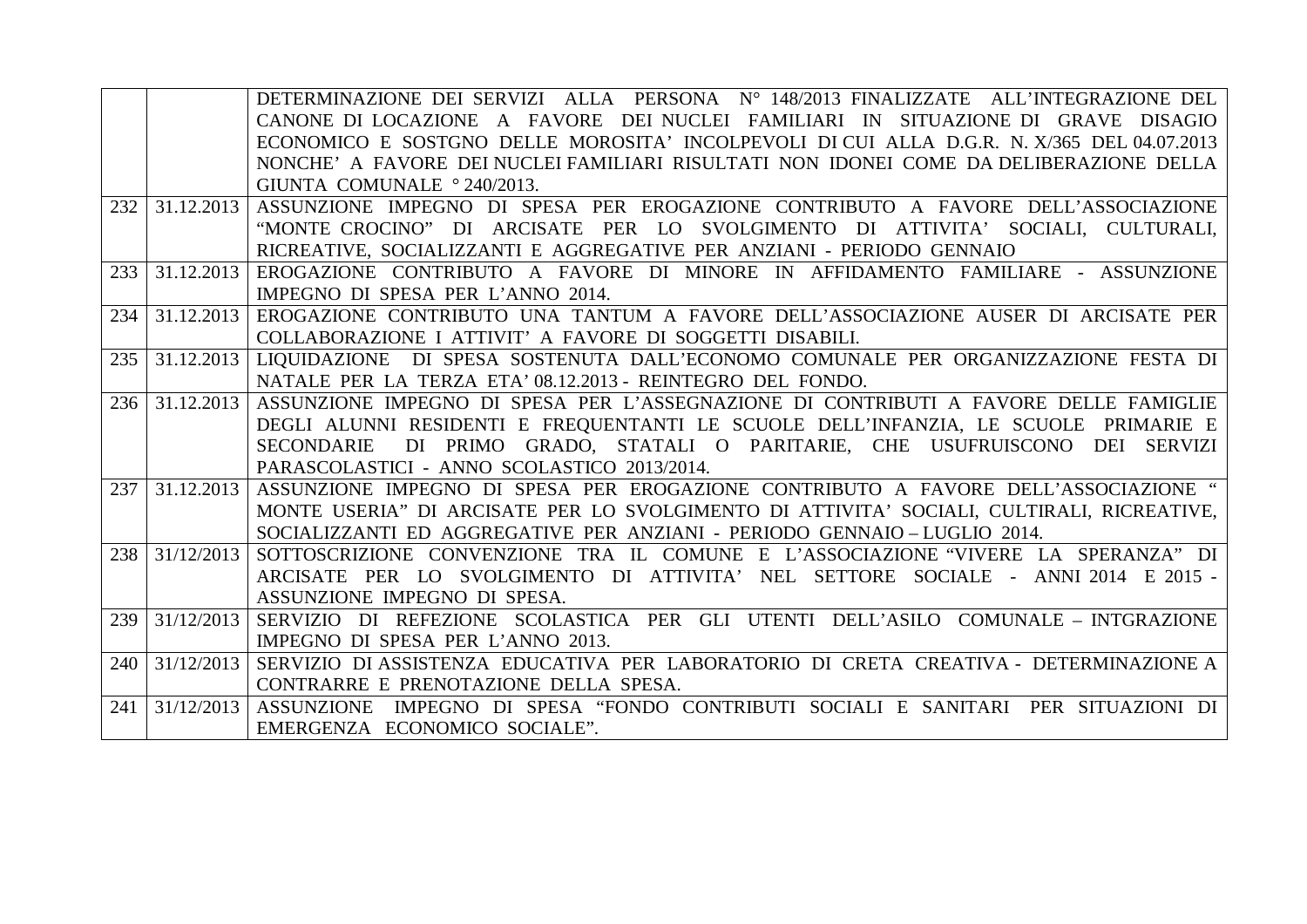| | | |
|---|---|---|
| | | DETERMINAZIONE DEI SERVIZI ALLA PERSONA N° 148/2013 FINALIZZATE ALL'INTEGRAZIONE DEL CANONE DI LOCAZIONE A FAVORE DEI NUCLEI FAMILIARI IN SITUAZIONE DI GRAVE DISAGIO ECONOMICO E SOSTGNO DELLE MOROSITA' INCOLPEVOLI DI CUI ALLA D.G.R. N. X/365 DEL 04.07.2013 NONCHE' A FAVORE DEI NUCLEI FAMILIARI RISULTATI NON IDONEI COME DA DELIBERAZIONE DELLA GIUNTA COMUNALE ° 240/2013. |
| 232 | 31.12.2013 | ASSUNZIONE IMPEGNO DI SPESA PER EROGAZIONE CONTRIBUTO A FAVORE DELL'ASSOCIAZIONE "MONTE CROCINO" DI ARCISATE PER LO SVOLGIMENTO DI ATTIVITA' SOCIALI, CULTURALI, RICREATIVE, SOCIALIZZANTI E AGGREGATIVE PER ANZIANI - PERIODO GENNAIO |
| 233 | 31.12.2013 | EROGAZIONE CONTRIBUTO A FAVORE DI MINORE IN AFFIDAMENTO FAMILIARE - ASSUNZIONE IMPEGNO DI SPESA PER L'ANNO 2014. |
| 234 | 31.12.2013 | EROGAZIONE CONTRIBUTO UNA TANTUM A FAVORE DELL'ASSOCIAZIONE AUSER DI ARCISATE PER COLLABORAZIONE I ATTIVIT' A FAVORE DI SOGGETTI DISABILI. |
| 235 | 31.12.2013 | LIQUIDAZIONE DI SPESA SOSTENUTA DALL'ECONOMO COMUNALE PER ORGANIZZAZIONE FESTA DI NATALE PER LA TERZA ETA' 08.12.2013 - REINTEGRO DEL FONDO. |
| 236 | 31.12.2013 | ASSUNZIONE IMPEGNO DI SPESA PER L'ASSEGNAZIONE DI CONTRIBUTI A FAVORE DELLE FAMIGLIE DEGLI ALUNNI RESIDENTI E FREQUENTANTI LE SCUOLE DELL'INFANZIA, LE SCUOLE PRIMARIE E SECONDARIE DI PRIMO GRADO, STATALI O PARITARIE, CHE USUFRUISCONO DEI SERVIZI PARASCOLASTICI - ANNO SCOLASTICO 2013/2014. |
| 237 | 31.12.2013 | ASSUNZIONE IMPEGNO DI SPESA PER EROGAZIONE CONTRIBUTO A FAVORE DELL'ASSOCIAZIONE " MONTE USERIA" DI ARCISATE PER LO SVOLGIMENTO DI ATTIVITA' SOCIALI, CULTIRALI, RICREATIVE, SOCIALIZZANTI ED AGGREGATIVE PER ANZIANI - PERIODO GENNAIO – LUGLIO 2014. |
| 238 | 31/12/2013 | SOTTOSCRIZIONE CONVENZIONE TRA IL COMUNE E L'ASSOCIAZIONE "VIVERE LA SPERANZA" DI ARCISATE PER LO SVOLGIMENTO DI ATTIVITA' NEL SETTORE SOCIALE - ANNI 2014 E 2015 - ASSUNZIONE IMPEGNO DI SPESA. |
| 239 | 31/12/2013 | SERVIZIO DI REFEZIONE SCOLASTICA PER GLI UTENTI DELL'ASILO COMUNALE – INTGRAZIONE IMPEGNO DI SPESA PER L'ANNO 2013. |
| 240 | 31/12/2013 | SERVIZIO DI ASSISTENZA EDUCATIVA PER LABORATORIO DI CRETA CREATIVA - DETERMINAZIONE A CONTRARRE E PRENOTAZIONE DELLA SPESA. |
| 241 | 31/12/2013 | ASSUNZIONE IMPEGNO DI SPESA "FONDO CONTRIBUTI SOCIALI E SANITARI PER SITUAZIONI DI EMERGENZA ECONOMICO SOCIALE". |